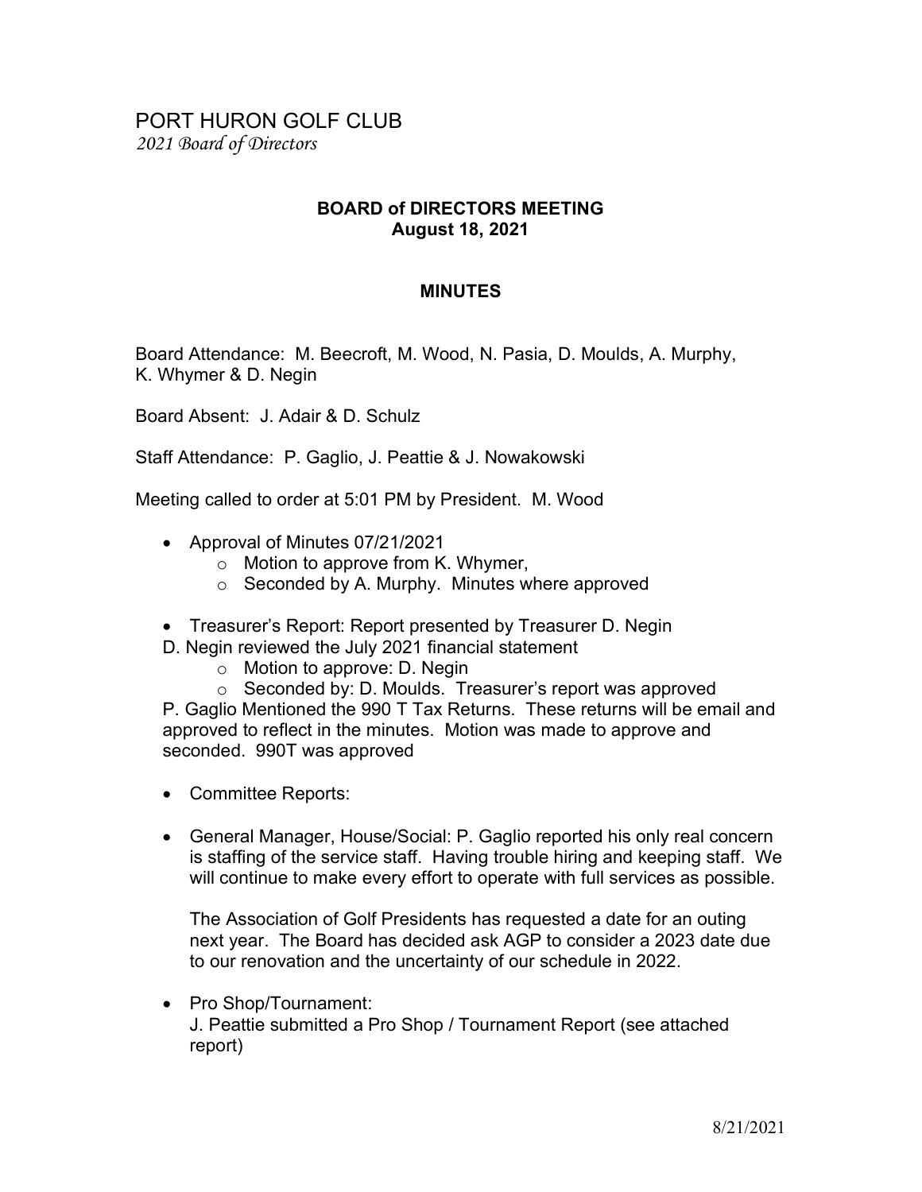# PORT HURON GOLF CLUB

*2021 Board of Directors*

## BOARD of DIRECTORS MEETING
## August 18, 2021

### MINUTES

Board Attendance: M. Beecroft, M. Wood, N. Pasia, D. Moulds, A. Murphy, K. Whymer & D. Negin

Board Absent: J. Adair & D. Schulz

Staff Attendance: P. Gaglio, J. Peattie & J. Nowakowski

Meeting called to order at 5:01 PM by President. M. Wood

- Approval of Minutes 07/21/2021
  - Motion to approve from K. Whymer,
  - Seconded by A. Murphy. Minutes where approved
- Treasurer's Report: Report presented by Treasurer D. Negin

  D. Negin reviewed the July 2021 financial statement
  - Motion to approve: D. Negin
  - Seconded by: D. Moulds. Treasurer's report was approved

  P. Gaglio Mentioned the 990 T Tax Returns. These returns will be email and approved to reflect in the minutes. Motion was made to approve and seconded. 990T was approved

- Committee Reports:
- General Manager, House/Social: P. Gaglio reported his only real concern is staffing of the service staff. Having trouble hiring and keeping staff. We will continue to make every effort to operate with full services as possible.

  The Association of Golf Presidents has requested a date for an outing next year. The Board has decided ask AGP to consider a 2023 date due to our renovation and the uncertainty of our schedule in 2022.

- Pro Shop/Tournament:

  J. Peattie submitted a Pro Shop / Tournament Report (see attached report)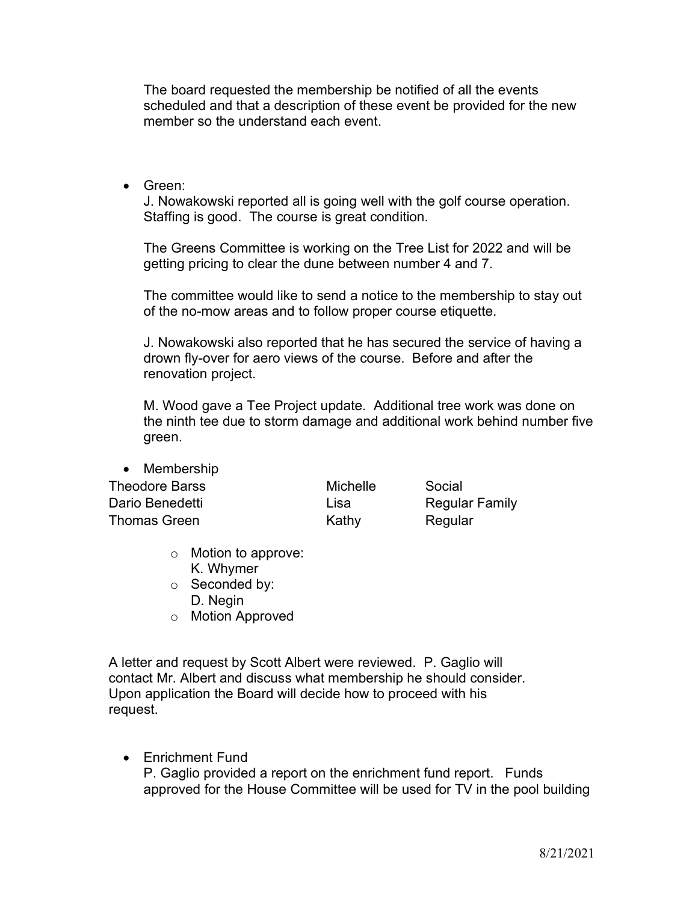The board requested the membership be notified of all the events scheduled and that a description of these event be provided for the new member so the understand each event.

- Green:

  J. Nowakowski reported all is going well with the golf course operation. Staffing is good. The course is great condition.

  The Greens Committee is working on the Tree List for 2022 and will be getting pricing to clear the dune between number 4 and 7.

  The committee would like to send a notice to the membership to stay out of the no-mow areas and to follow proper course etiquette.

  J. Nowakowski also reported that he has secured the service of having a drown fly-over for aero views of the course. Before and after the renovation project.

  M. Wood gave a Tee Project update. Additional tree work was done on the ninth tee due to storm damage and additional work behind number five green.

- Membership

| | | |
|---|---|---|
| Theodore Barss | Michelle | Social |
| Dario Benedetti | Lisa | Regular Family |
| Thomas Green | Kathy | Regular |

  - Motion to approve: K. Whymer
  - Seconded by: D. Negin
  - Motion Approved

A letter and request by Scott Albert were reviewed. P. Gaglio will contact Mr. Albert and discuss what membership he should consider. Upon application the Board will decide how to proceed with his request.

- Enrichment Fund

  P. Gaglio provided a report on the enrichment fund report. Funds approved for the House Committee will be used for TV in the pool building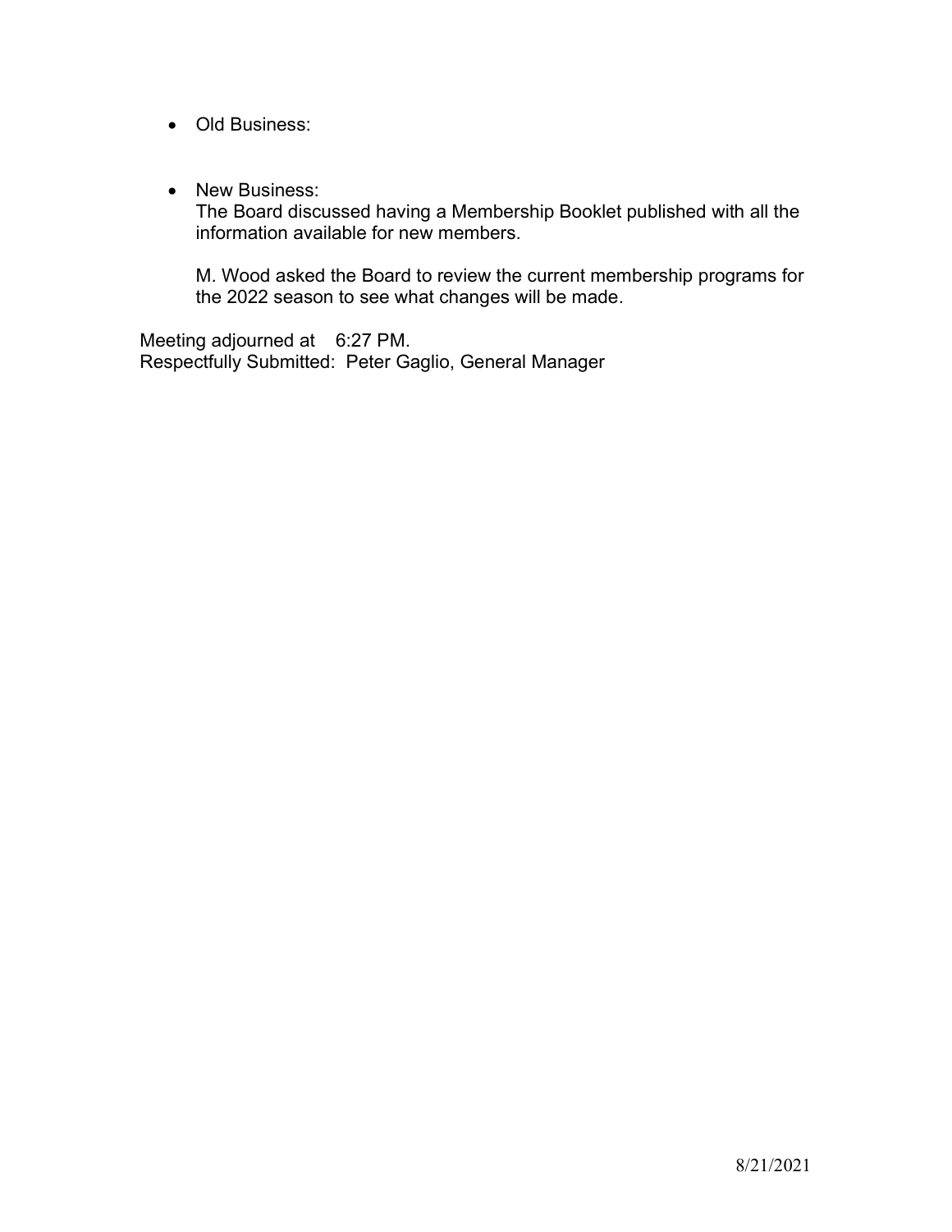- Old Business:

- New Business:
  The Board discussed having a Membership Booklet published with all the information available for new members.

  M. Wood asked the Board to review the current membership programs for the 2022 season to see what changes will be made.

Meeting adjourned at 6:27 PM.
Respectfully Submitted: Peter Gaglio, General Manager